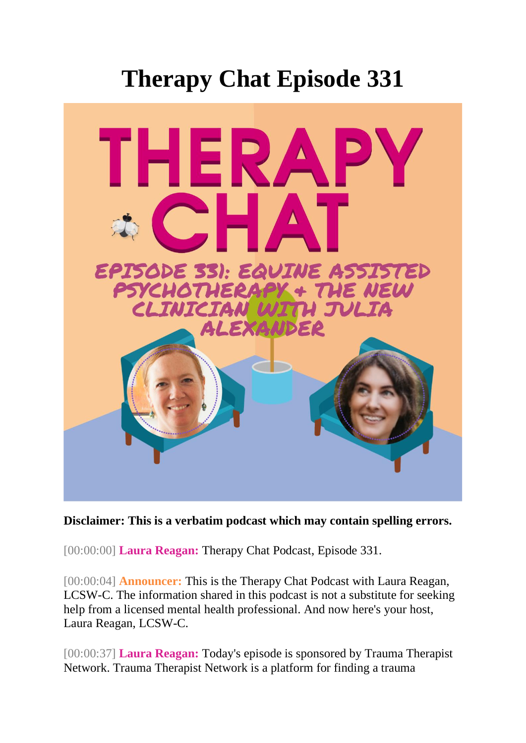# Therapy Chat Episode 331

**Disclaimer: This is a verbatim podcast which may contain spelling errors.**

[00:00:00] **Laura Reagan:** Therapy Chat Podcast, Episode 331.

[00:00:04] **Announcer:** This is the Therapy Chat Podcast with Laura Reagan, LCSW-C. The information shared in this podcast is not a substitute for seeking help from a licensed mental health professional. And now here's your host, Laura Reagan, LCSW-C.

[00:00:37] **Laura Reagan:** Today's episode is sponsored by Trauma Therapist Network. Trauma Therapist Network is a platform for finding a trauma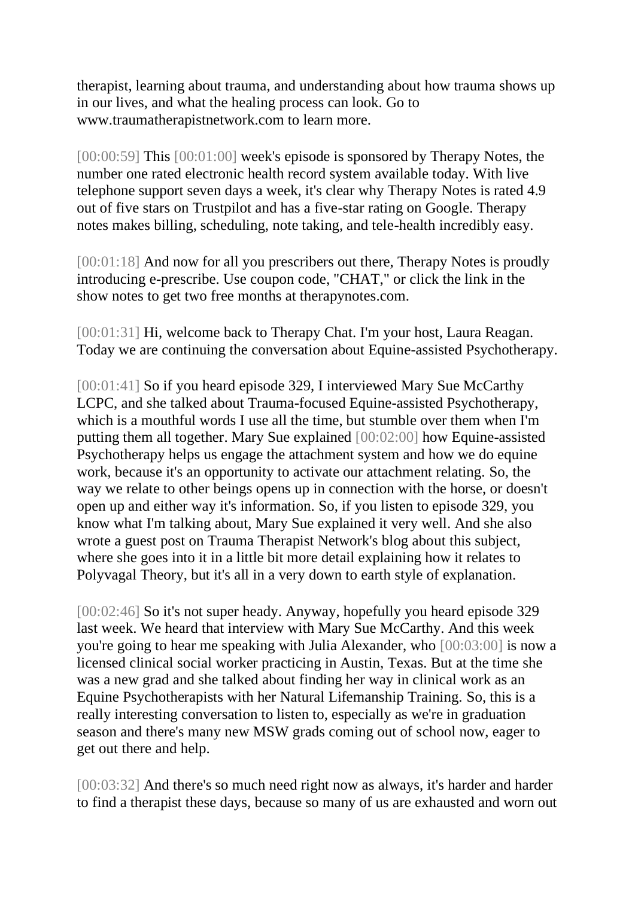therapist, learning about trauma, and understanding about how trauma shows up in our lives, and what the healing process can look. Go to www.traumatherapistnetwork.com to learn more.

[00:00:59] This [00:01:00] week's episode is sponsored by Therapy Notes, the number one rated electronic health record system available today. With live telephone support seven days a week, it's clear why Therapy Notes is rated 4.9 out of five stars on Trustpilot and has a five-star rating on Google. Therapy notes makes billing, scheduling, note taking, and tele-health incredibly easy.

[00:01:18] And now for all you prescribers out there, Therapy Notes is proudly introducing e-prescribe. Use coupon code, "CHAT," or click the link in the show notes to get two free months at therapynotes.com.

[00:01:31] Hi, welcome back to Therapy Chat. I'm your host, Laura Reagan. Today we are continuing the conversation about Equine-assisted Psychotherapy.

[00:01:41] So if you heard episode 329, I interviewed Mary Sue McCarthy LCPC, and she talked about Trauma-focused Equine-assisted Psychotherapy, which is a mouthful words I use all the time, but stumble over them when I'm putting them all together. Mary Sue explained [00:02:00] how Equine-assisted Psychotherapy helps us engage the attachment system and how we do equine work, because it's an opportunity to activate our attachment relating. So, the way we relate to other beings opens up in connection with the horse, or doesn't open up and either way it's information. So, if you listen to episode 329, you know what I'm talking about, Mary Sue explained it very well. And she also wrote a guest post on Trauma Therapist Network's blog about this subject, where she goes into it in a little bit more detail explaining how it relates to Polyvagal Theory, but it's all in a very down to earth style of explanation.

[00:02:46] So it's not super heady. Anyway, hopefully you heard episode 329 last week. We heard that interview with Mary Sue McCarthy. And this week you're going to hear me speaking with Julia Alexander, who [00:03:00] is now a licensed clinical social worker practicing in Austin, Texas. But at the time she was a new grad and she talked about finding her way in clinical work as an Equine Psychotherapists with her Natural Lifemanship Training. So, this is a really interesting conversation to listen to, especially as we're in graduation season and there's many new MSW grads coming out of school now, eager to get out there and help.

[00:03:32] And there's so much need right now as always, it's harder and harder to find a therapist these days, because so many of us are exhausted and worn out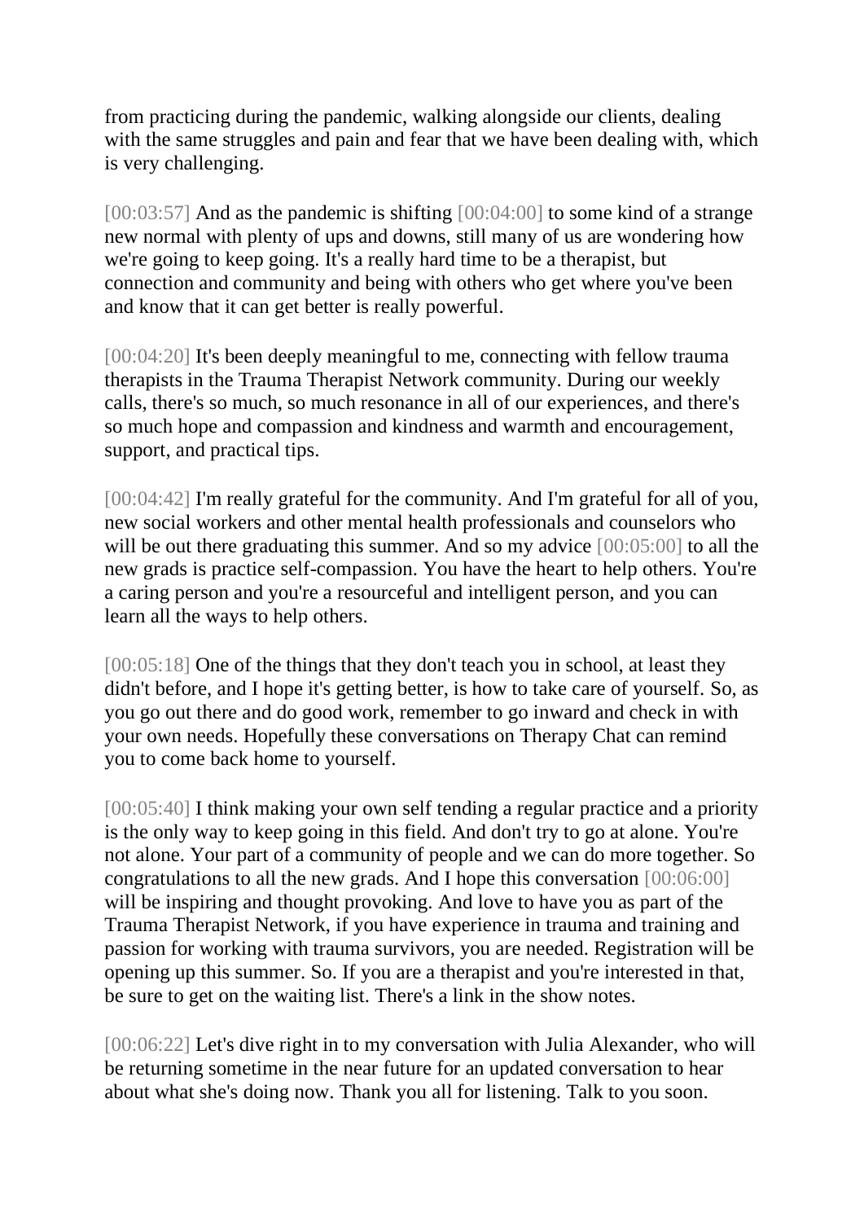from practicing during the pandemic, walking alongside our clients, dealing with the same struggles and pain and fear that we have been dealing with, which is very challenging.

[00:03:57] And as the pandemic is shifting [00:04:00] to some kind of a strange new normal with plenty of ups and downs, still many of us are wondering how we're going to keep going. It's a really hard time to be a therapist, but connection and community and being with others who get where you've been and know that it can get better is really powerful.

[00:04:20] It's been deeply meaningful to me, connecting with fellow trauma therapists in the Trauma Therapist Network community. During our weekly calls, there's so much, so much resonance in all of our experiences, and there's so much hope and compassion and kindness and warmth and encouragement, support, and practical tips.

[00:04:42] I'm really grateful for the community. And I'm grateful for all of you, new social workers and other mental health professionals and counselors who will be out there graduating this summer. And so my advice [00:05:00] to all the new grads is practice self-compassion. You have the heart to help others. You're a caring person and you're a resourceful and intelligent person, and you can learn all the ways to help others.

[00:05:18] One of the things that they don't teach you in school, at least they didn't before, and I hope it's getting better, is how to take care of yourself. So, as you go out there and do good work, remember to go inward and check in with your own needs. Hopefully these conversations on Therapy Chat can remind you to come back home to yourself.

[00:05:40] I think making your own self tending a regular practice and a priority is the only way to keep going in this field. And don't try to go at alone. You're not alone. Your part of a community of people and we can do more together. So congratulations to all the new grads. And I hope this conversation [00:06:00] will be inspiring and thought provoking. And love to have you as part of the Trauma Therapist Network, if you have experience in trauma and training and passion for working with trauma survivors, you are needed. Registration will be opening up this summer. So. If you are a therapist and you're interested in that, be sure to get on the waiting list. There's a link in the show notes.

[00:06:22] Let's dive right in to my conversation with Julia Alexander, who will be returning sometime in the near future for an updated conversation to hear about what she's doing now. Thank you all for listening. Talk to you soon.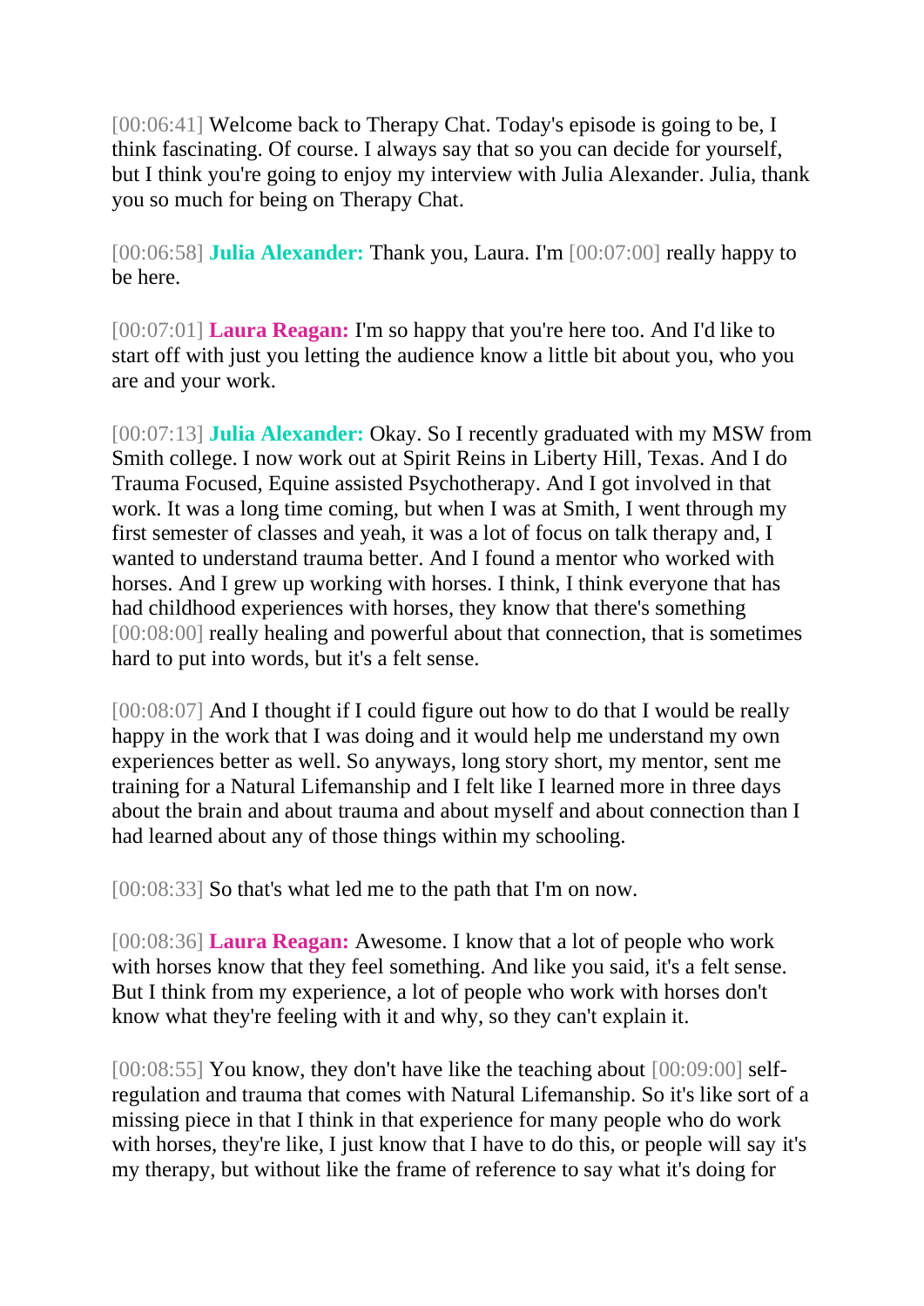[00:06:41] Welcome back to Therapy Chat. Today's episode is going to be, I think fascinating. Of course. I always say that so you can decide for yourself, but I think you're going to enjoy my interview with Julia Alexander. Julia, thank you so much for being on Therapy Chat.

[00:06:58] **Julia Alexander:** Thank you, Laura. I'm [00:07:00] really happy to be here.

[00:07:01] **Laura Reagan:** I'm so happy that you're here too. And I'd like to start off with just you letting the audience know a little bit about you, who you are and your work.

[00:07:13] **Julia Alexander:** Okay. So I recently graduated with my MSW from Smith college. I now work out at Spirit Reins in Liberty Hill, Texas. And I do Trauma Focused, Equine assisted Psychotherapy. And I got involved in that work. It was a long time coming, but when I was at Smith, I went through my first semester of classes and yeah, it was a lot of focus on talk therapy and, I wanted to understand trauma better. And I found a mentor who worked with horses. And I grew up working with horses. I think, I think everyone that has had childhood experiences with horses, they know that there's something [00:08:00] really healing and powerful about that connection, that is sometimes hard to put into words, but it's a felt sense.

[00:08:07] And I thought if I could figure out how to do that I would be really happy in the work that I was doing and it would help me understand my own experiences better as well. So anyways, long story short, my mentor, sent me training for a Natural Lifemanship and I felt like I learned more in three days about the brain and about trauma and about myself and about connection than I had learned about any of those things within my schooling.

[00:08:33] So that's what led me to the path that I'm on now.

[00:08:36] **Laura Reagan:** Awesome. I know that a lot of people who work with horses know that they feel something. And like you said, it's a felt sense. But I think from my experience, a lot of people who work with horses don't know what they're feeling with it and why, so they can't explain it.

[00:08:55] You know, they don't have like the teaching about [00:09:00] self-regulation and trauma that comes with Natural Lifemanship. So it's like sort of a missing piece in that I think in that experience for many people who do work with horses, they're like, I just know that I have to do this, or people will say it's my therapy, but without like the frame of reference to say what it's doing for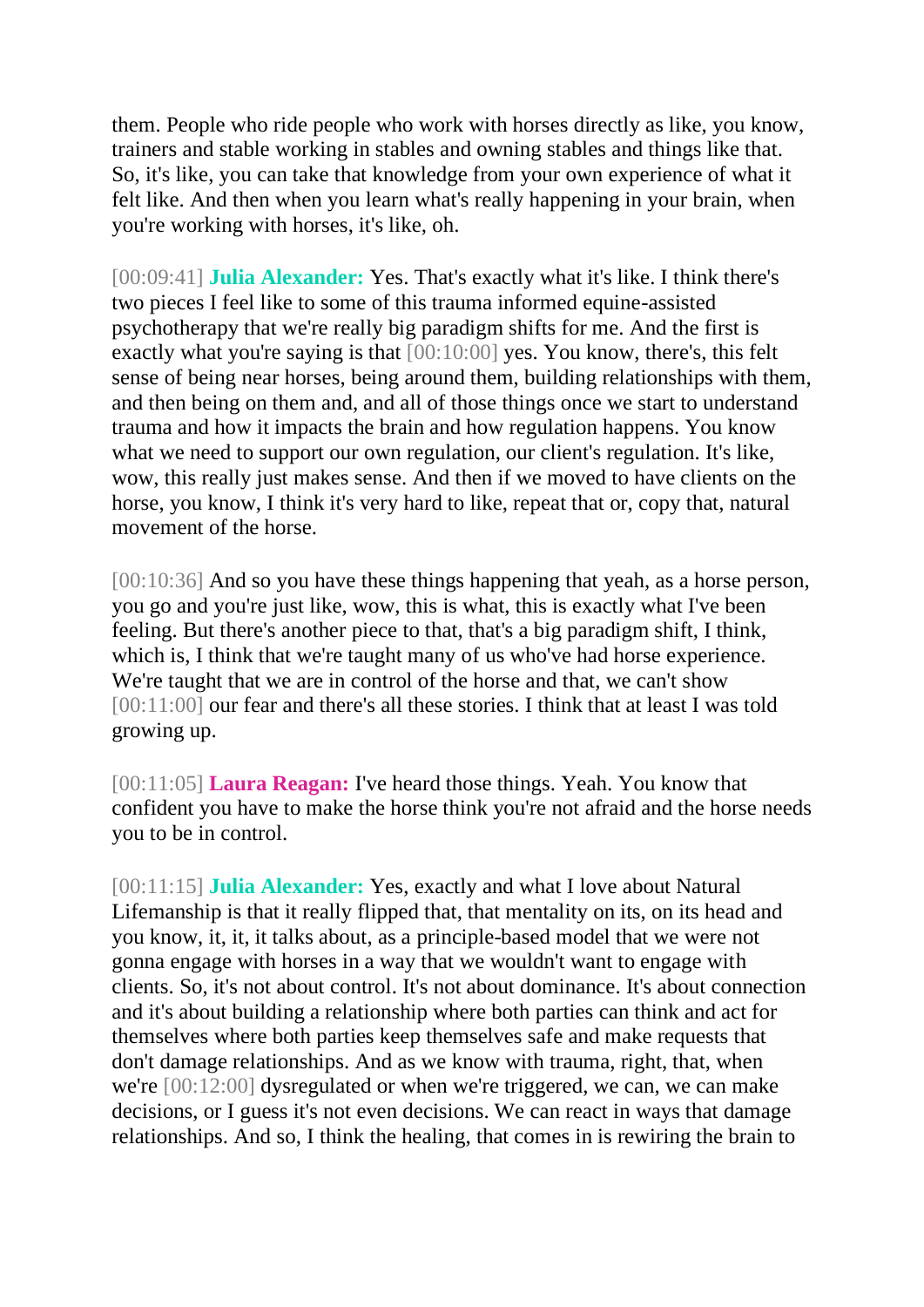them. People who ride people who work with horses directly as like, you know, trainers and stable working in stables and owning stables and things like that. So, it's like, you can take that knowledge from your own experience of what it felt like. And then when you learn what's really happening in your brain, when you're working with horses, it's like, oh.

[00:09:41] **Julia Alexander:** Yes. That's exactly what it's like. I think there's two pieces I feel like to some of this trauma informed equine-assisted psychotherapy that we're really big paradigm shifts for me. And the first is exactly what you're saying is that [00:10:00] yes. You know, there's, this felt sense of being near horses, being around them, building relationships with them, and then being on them and, and all of those things once we start to understand trauma and how it impacts the brain and how regulation happens. You know what we need to support our own regulation, our client's regulation. It's like, wow, this really just makes sense. And then if we moved to have clients on the horse, you know, I think it's very hard to like, repeat that or, copy that, natural movement of the horse.

[00:10:36] And so you have these things happening that yeah, as a horse person, you go and you're just like, wow, this is what, this is exactly what I've been feeling. But there's another piece to that, that's a big paradigm shift, I think, which is, I think that we're taught many of us who've had horse experience. We're taught that we are in control of the horse and that, we can't show [00:11:00] our fear and there's all these stories. I think that at least I was told growing up.

[00:11:05] **Laura Reagan:** I've heard those things. Yeah. You know that confident you have to make the horse think you're not afraid and the horse needs you to be in control.

[00:11:15] **Julia Alexander:** Yes, exactly and what I love about Natural Lifemanship is that it really flipped that, that mentality on its, on its head and you know, it, it, it talks about, as a principle-based model that we were not gonna engage with horses in a way that we wouldn't want to engage with clients. So, it's not about control. It's not about dominance. It's about connection and it's about building a relationship where both parties can think and act for themselves where both parties keep themselves safe and make requests that don't damage relationships. And as we know with trauma, right, that, when we're [00:12:00] dysregulated or when we're triggered, we can, we can make decisions, or I guess it's not even decisions. We can react in ways that damage relationships. And so, I think the healing, that comes in is rewiring the brain to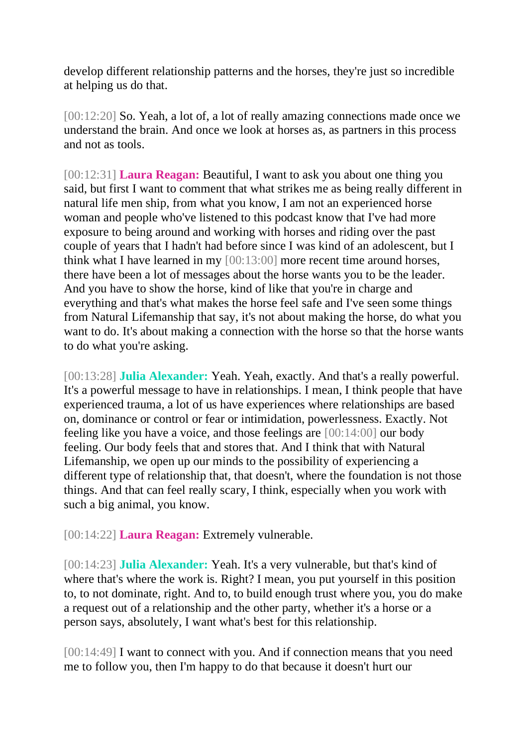develop different relationship patterns and the horses, they're just so incredible at helping us do that.

[00:12:20] So. Yeah, a lot of, a lot of really amazing connections made once we understand the brain. And once we look at horses as, as partners in this process and not as tools.

[00:12:31] **Laura Reagan:** Beautiful, I want to ask you about one thing you said, but first I want to comment that what strikes me as being really different in natural life men ship, from what you know, I am not an experienced horse woman and people who've listened to this podcast know that I've had more exposure to being around and working with horses and riding over the past couple of years that I hadn't had before since I was kind of an adolescent, but I think what I have learned in my [00:13:00] more recent time around horses, there have been a lot of messages about the horse wants you to be the leader. And you have to show the horse, kind of like that you're in charge and everything and that's what makes the horse feel safe and I've seen some things from Natural Lifemanship that say, it's not about making the horse, do what you want to do. It's about making a connection with the horse so that the horse wants to do what you're asking.

[00:13:28] **Julia Alexander:** Yeah. Yeah, exactly. And that's a really powerful. It's a powerful message to have in relationships. I mean, I think people that have experienced trauma, a lot of us have experiences where relationships are based on, dominance or control or fear or intimidation, powerlessness. Exactly. Not feeling like you have a voice, and those feelings are [00:14:00] our body feeling. Our body feels that and stores that. And I think that with Natural Lifemanship, we open up our minds to the possibility of experiencing a different type of relationship that, that doesn't, where the foundation is not those things. And that can feel really scary, I think, especially when you work with such a big animal, you know.

[00:14:22] **Laura Reagan:** Extremely vulnerable.

[00:14:23] **Julia Alexander:** Yeah. It's a very vulnerable, but that's kind of where that's where the work is. Right? I mean, you put yourself in this position to, to not dominate, right. And to, to build enough trust where you, you do make a request out of a relationship and the other party, whether it's a horse or a person says, absolutely, I want what's best for this relationship.

[00:14:49] I want to connect with you. And if connection means that you need me to follow you, then I'm happy to do that because it doesn't hurt our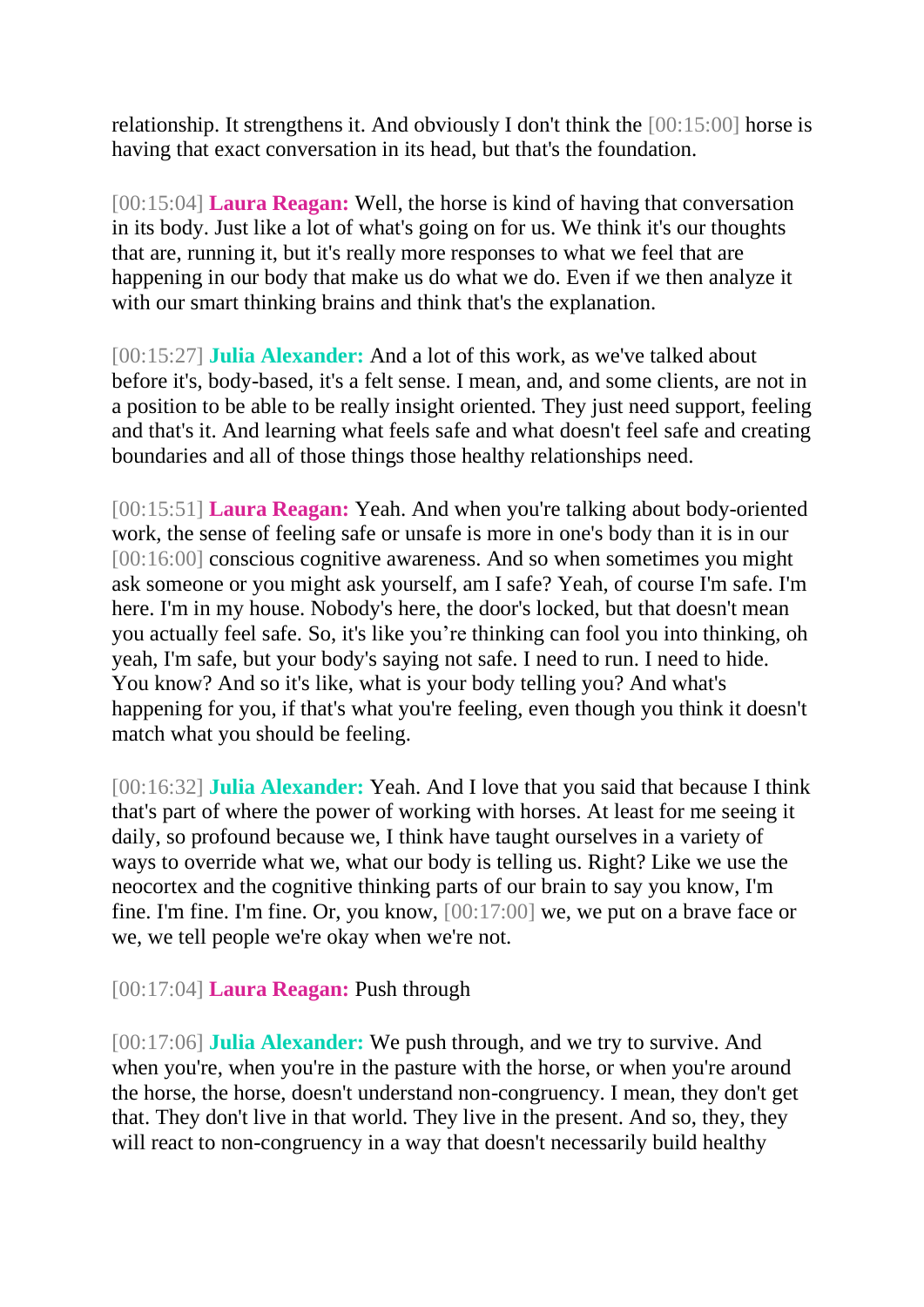relationship. It strengthens it. And obviously I don't think the [00:15:00] horse is having that exact conversation in its head, but that's the foundation.

[00:15:04] **Laura Reagan:** Well, the horse is kind of having that conversation in its body. Just like a lot of what's going on for us. We think it's our thoughts that are, running it, but it's really more responses to what we feel that are happening in our body that make us do what we do. Even if we then analyze it with our smart thinking brains and think that's the explanation.

[00:15:27] **Julia Alexander:** And a lot of this work, as we've talked about before it's, body-based, it's a felt sense. I mean, and, and some clients, are not in a position to be able to be really insight oriented. They just need support, feeling and that's it. And learning what feels safe and what doesn't feel safe and creating boundaries and all of those things those healthy relationships need.

[00:15:51] **Laura Reagan:** Yeah. And when you're talking about body-oriented work, the sense of feeling safe or unsafe is more in one's body than it is in our [00:16:00] conscious cognitive awareness. And so when sometimes you might ask someone or you might ask yourself, am I safe? Yeah, of course I'm safe. I'm here. I'm in my house. Nobody's here, the door's locked, but that doesn't mean you actually feel safe. So, it's like you're thinking can fool you into thinking, oh yeah, I'm safe, but your body's saying not safe. I need to run. I need to hide. You know? And so it's like, what is your body telling you? And what's happening for you, if that's what you're feeling, even though you think it doesn't match what you should be feeling.

[00:16:32] **Julia Alexander:** Yeah. And I love that you said that because I think that's part of where the power of working with horses. At least for me seeing it daily, so profound because we, I think have taught ourselves in a variety of ways to override what we, what our body is telling us. Right? Like we use the neocortex and the cognitive thinking parts of our brain to say you know, I'm fine. I'm fine. I'm fine. Or, you know, [00:17:00] we, we put on a brave face or we, we tell people we're okay when we're not.

[00:17:04] **Laura Reagan:** Push through

[00:17:06] **Julia Alexander:** We push through, and we try to survive. And when you're, when you're in the pasture with the horse, or when you're around the horse, the horse, doesn't understand non-congruency. I mean, they don't get that. They don't live in that world. They live in the present. And so, they, they will react to non-congruency in a way that doesn't necessarily build healthy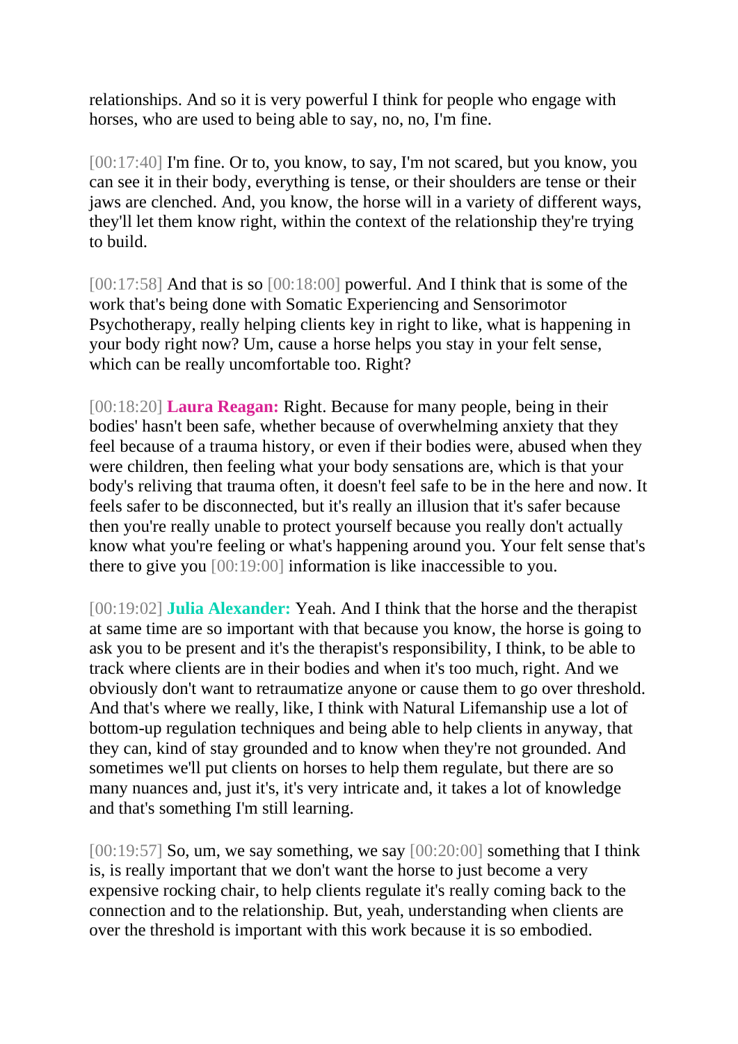relationships. And so it is very powerful I think for people who engage with horses, who are used to being able to say, no, no, I'm fine.

[00:17:40] I'm fine. Or to, you know, to say, I'm not scared, but you know, you can see it in their body, everything is tense, or their shoulders are tense or their jaws are clenched. And, you know, the horse will in a variety of different ways, they'll let them know right, within the context of the relationship they're trying to build.

[00:17:58] And that is so [00:18:00] powerful. And I think that is some of the work that's being done with Somatic Experiencing and Sensorimotor Psychotherapy, really helping clients key in right to like, what is happening in your body right now? Um, cause a horse helps you stay in your felt sense, which can be really uncomfortable too. Right?

[00:18:20] **Laura Reagan:** Right. Because for many people, being in their bodies' hasn't been safe, whether because of overwhelming anxiety that they feel because of a trauma history, or even if their bodies were, abused when they were children, then feeling what your body sensations are, which is that your body's reliving that trauma often, it doesn't feel safe to be in the here and now. It feels safer to be disconnected, but it's really an illusion that it's safer because then you're really unable to protect yourself because you really don't actually know what you're feeling or what's happening around you. Your felt sense that's there to give you [00:19:00] information is like inaccessible to you.

[00:19:02] **Julia Alexander:** Yeah. And I think that the horse and the therapist at same time are so important with that because you know, the horse is going to ask you to be present and it's the therapist's responsibility, I think, to be able to track where clients are in their bodies and when it's too much, right. And we obviously don't want to retraumatize anyone or cause them to go over threshold. And that's where we really, like, I think with Natural Lifemanship use a lot of bottom-up regulation techniques and being able to help clients in anyway, that they can, kind of stay grounded and to know when they're not grounded. And sometimes we'll put clients on horses to help them regulate, but there are so many nuances and, just it's, it's very intricate and, it takes a lot of knowledge and that's something I'm still learning.

[00:19:57] So, um, we say something, we say [00:20:00] something that I think is, is really important that we don't want the horse to just become a very expensive rocking chair, to help clients regulate it's really coming back to the connection and to the relationship. But, yeah, understanding when clients are over the threshold is important with this work because it is so embodied.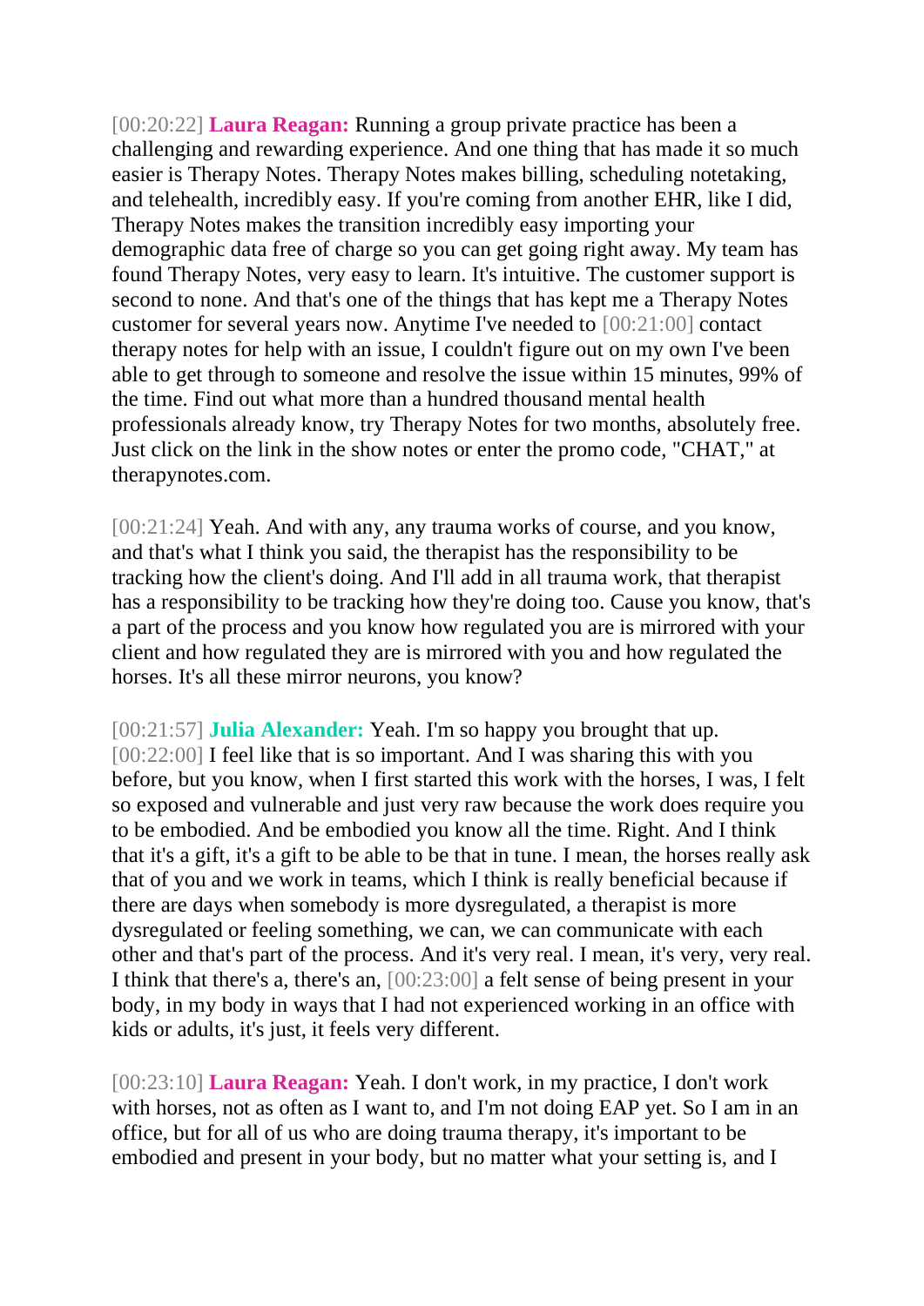[00:20:22] **Laura Reagan:** Running a group private practice has been a challenging and rewarding experience. And one thing that has made it so much easier is Therapy Notes. Therapy Notes makes billing, scheduling notetaking, and telehealth, incredibly easy. If you're coming from another EHR, like I did, Therapy Notes makes the transition incredibly easy importing your demographic data free of charge so you can get going right away. My team has found Therapy Notes, very easy to learn. It's intuitive. The customer support is second to none. And that's one of the things that has kept me a Therapy Notes customer for several years now. Anytime I've needed to [00:21:00] contact therapy notes for help with an issue, I couldn't figure out on my own I've been able to get through to someone and resolve the issue within 15 minutes, 99% of the time. Find out what more than a hundred thousand mental health professionals already know, try Therapy Notes for two months, absolutely free. Just click on the link in the show notes or enter the promo code, "CHAT," at therapynotes.com.

[00:21:24] Yeah. And with any, any trauma works of course, and you know, and that's what I think you said, the therapist has the responsibility to be tracking how the client's doing. And I'll add in all trauma work, that therapist has a responsibility to be tracking how they're doing too. Cause you know, that's a part of the process and you know how regulated you are is mirrored with your client and how regulated they are is mirrored with you and how regulated the horses. It's all these mirror neurons, you know?

[00:21:57] **Julia Alexander:** Yeah. I'm so happy you brought that up. [00:22:00] I feel like that is so important. And I was sharing this with you before, but you know, when I first started this work with the horses, I was, I felt so exposed and vulnerable and just very raw because the work does require you to be embodied. And be embodied you know all the time. Right. And I think that it's a gift, it's a gift to be able to be that in tune. I mean, the horses really ask that of you and we work in teams, which I think is really beneficial because if there are days when somebody is more dysregulated, a therapist is more dysregulated or feeling something, we can, we can communicate with each other and that's part of the process. And it's very real. I mean, it's very, very real. I think that there's a, there's an, [00:23:00] a felt sense of being present in your body, in my body in ways that I had not experienced working in an office with kids or adults, it's just, it feels very different.

[00:23:10] **Laura Reagan:** Yeah. I don't work, in my practice, I don't work with horses, not as often as I want to, and I'm not doing EAP yet. So I am in an office, but for all of us who are doing trauma therapy, it's important to be embodied and present in your body, but no matter what your setting is, and I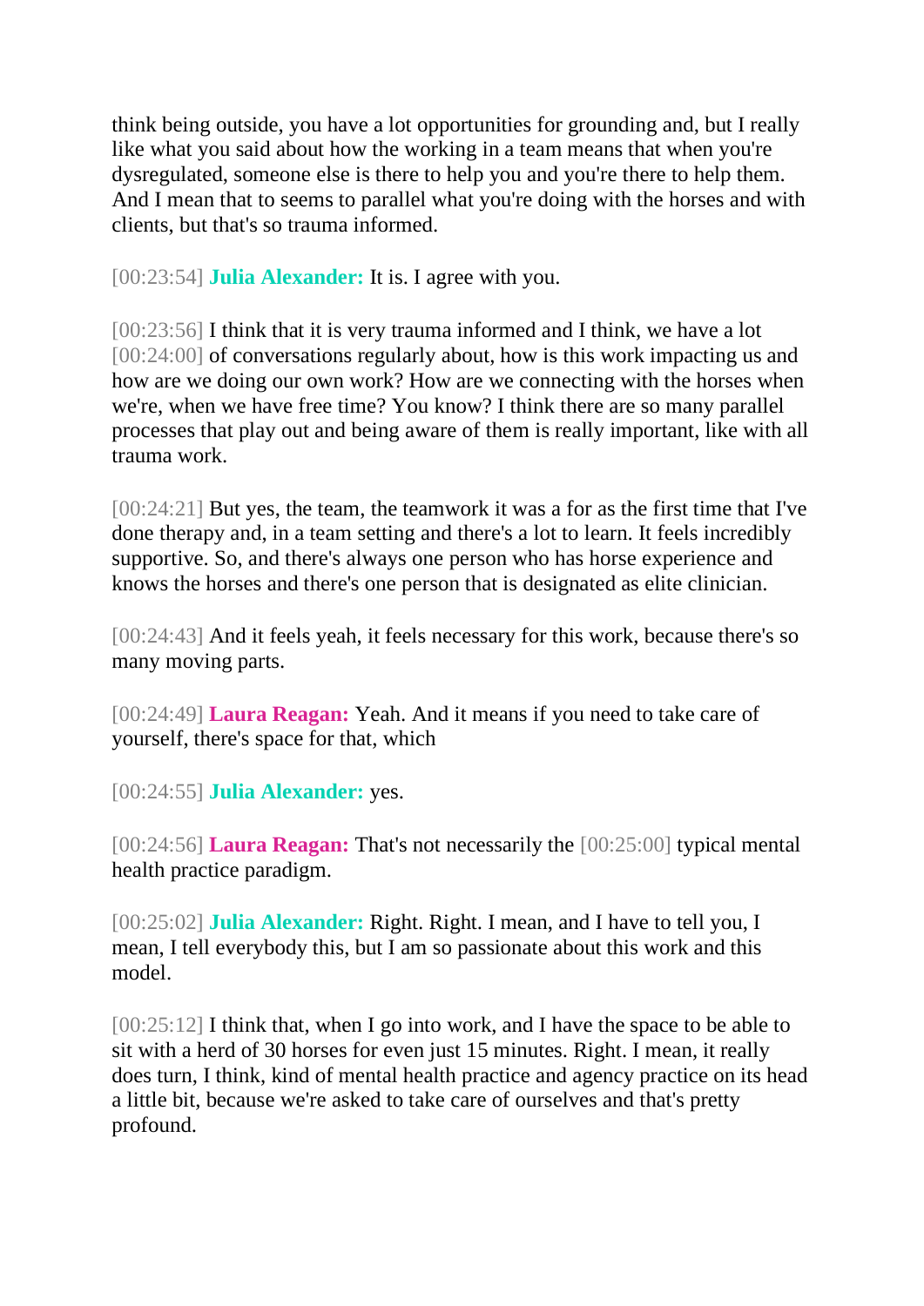think being outside, you have a lot opportunities for grounding and, but I really like what you said about how the working in a team means that when you're dysregulated, someone else is there to help you and you're there to help them. And I mean that to seems to parallel what you're doing with the horses and with clients, but that's so trauma informed.

[00:23:54] **Julia Alexander:** It is. I agree with you.

[00:23:56] I think that it is very trauma informed and I think, we have a lot [00:24:00] of conversations regularly about, how is this work impacting us and how are we doing our own work? How are we connecting with the horses when we're, when we have free time? You know? I think there are so many parallel processes that play out and being aware of them is really important, like with all trauma work.

[00:24:21] But yes, the team, the teamwork it was a for as the first time that I've done therapy and, in a team setting and there's a lot to learn. It feels incredibly supportive. So, and there's always one person who has horse experience and knows the horses and there's one person that is designated as elite clinician.

[00:24:43] And it feels yeah, it feels necessary for this work, because there's so many moving parts.

[00:24:49] **Laura Reagan:** Yeah. And it means if you need to take care of yourself, there's space for that, which

[00:24:55] **Julia Alexander:** yes.

[00:24:56] **Laura Reagan:** That's not necessarily the [00:25:00] typical mental health practice paradigm.

[00:25:02] **Julia Alexander:** Right. Right. I mean, and I have to tell you, I mean, I tell everybody this, but I am so passionate about this work and this model.

[00:25:12] I think that, when I go into work, and I have the space to be able to sit with a herd of 30 horses for even just 15 minutes. Right. I mean, it really does turn, I think, kind of mental health practice and agency practice on its head a little bit, because we're asked to take care of ourselves and that's pretty profound.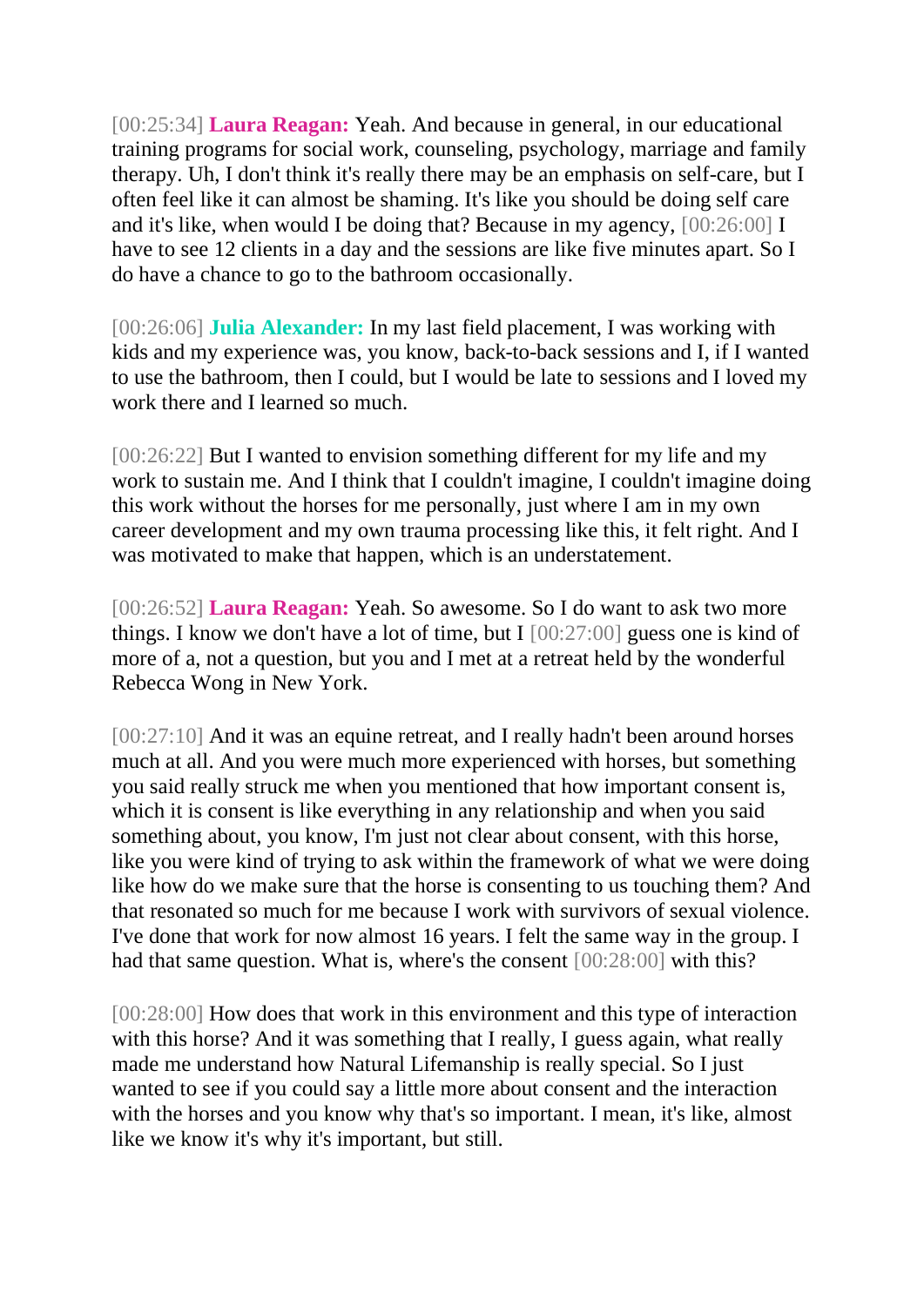[00:25:34] **Laura Reagan:** Yeah. And because in general, in our educational training programs for social work, counseling, psychology, marriage and family therapy. Uh, I don't think it's really there may be an emphasis on self-care, but I often feel like it can almost be shaming. It's like you should be doing self care and it's like, when would I be doing that? Because in my agency, [00:26:00] I have to see 12 clients in a day and the sessions are like five minutes apart. So I do have a chance to go to the bathroom occasionally.

[00:26:06] **Julia Alexander:** In my last field placement, I was working with kids and my experience was, you know, back-to-back sessions and I, if I wanted to use the bathroom, then I could, but I would be late to sessions and I loved my work there and I learned so much.

[00:26:22] But I wanted to envision something different for my life and my work to sustain me. And I think that I couldn't imagine, I couldn't imagine doing this work without the horses for me personally, just where I am in my own career development and my own trauma processing like this, it felt right. And I was motivated to make that happen, which is an understatement.

[00:26:52] **Laura Reagan:** Yeah. So awesome. So I do want to ask two more things. I know we don't have a lot of time, but I [00:27:00] guess one is kind of more of a, not a question, but you and I met at a retreat held by the wonderful Rebecca Wong in New York.

[00:27:10] And it was an equine retreat, and I really hadn't been around horses much at all. And you were much more experienced with horses, but something you said really struck me when you mentioned that how important consent is, which it is consent is like everything in any relationship and when you said something about, you know, I'm just not clear about consent, with this horse, like you were kind of trying to ask within the framework of what we were doing like how do we make sure that the horse is consenting to us touching them? And that resonated so much for me because I work with survivors of sexual violence. I've done that work for now almost 16 years. I felt the same way in the group. I had that same question. What is, where's the consent [00:28:00] with this?

[00:28:00] How does that work in this environment and this type of interaction with this horse? And it was something that I really, I guess again, what really made me understand how Natural Lifemanship is really special. So I just wanted to see if you could say a little more about consent and the interaction with the horses and you know why that's so important. I mean, it's like, almost like we know it's why it's important, but still.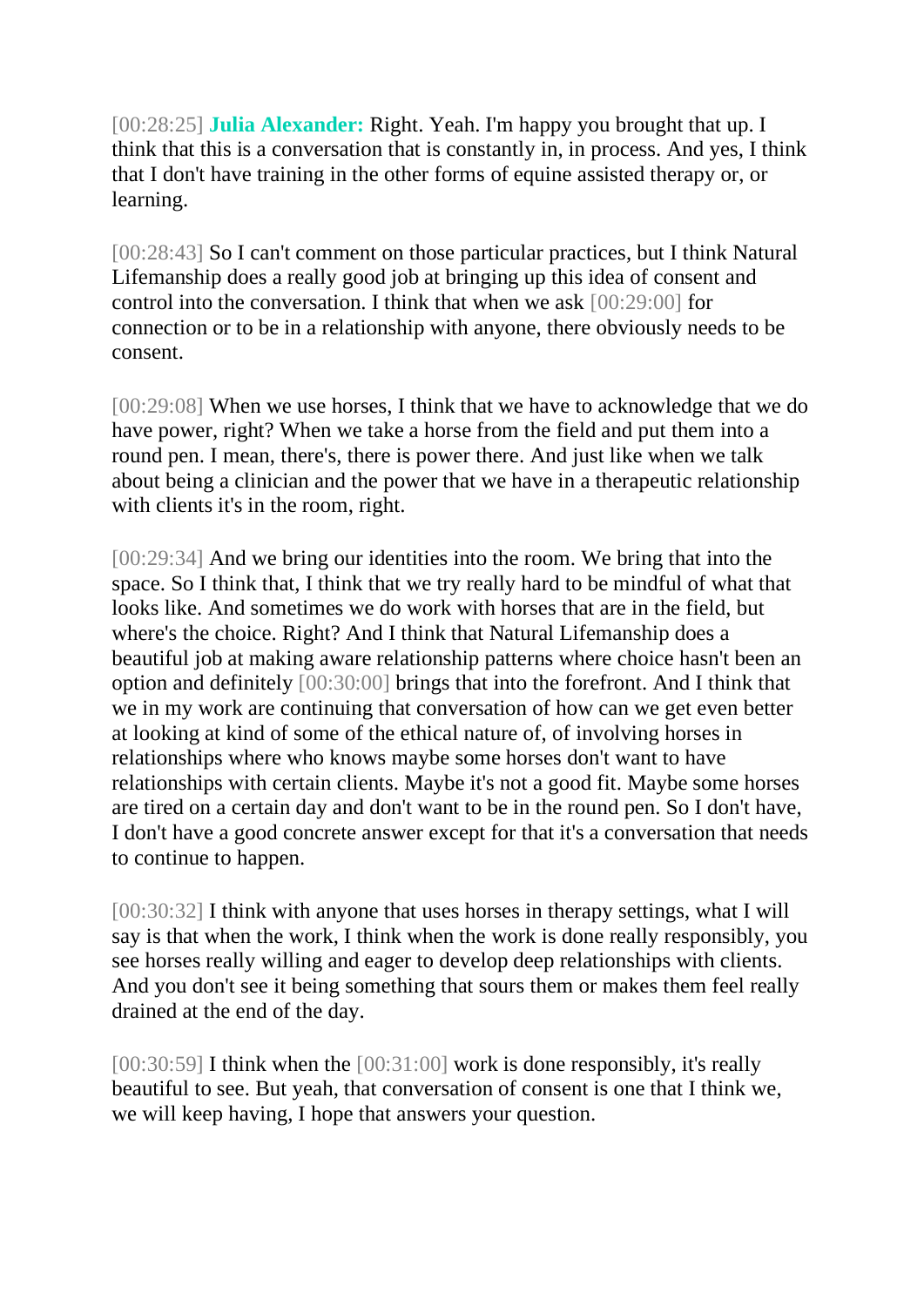[00:28:25] **Julia Alexander:** Right. Yeah. I'm happy you brought that up. I think that this is a conversation that is constantly in, in process. And yes, I think that I don't have training in the other forms of equine assisted therapy or, or learning.

[00:28:43] So I can't comment on those particular practices, but I think Natural Lifemanship does a really good job at bringing up this idea of consent and control into the conversation. I think that when we ask [00:29:00] for connection or to be in a relationship with anyone, there obviously needs to be consent.

[00:29:08] When we use horses, I think that we have to acknowledge that we do have power, right? When we take a horse from the field and put them into a round pen. I mean, there's, there is power there. And just like when we talk about being a clinician and the power that we have in a therapeutic relationship with clients it's in the room, right.

[00:29:34] And we bring our identities into the room. We bring that into the space. So I think that, I think that we try really hard to be mindful of what that looks like. And sometimes we do work with horses that are in the field, but where's the choice. Right? And I think that Natural Lifemanship does a beautiful job at making aware relationship patterns where choice hasn't been an option and definitely [00:30:00] brings that into the forefront. And I think that we in my work are continuing that conversation of how can we get even better at looking at kind of some of the ethical nature of, of involving horses in relationships where who knows maybe some horses don't want to have relationships with certain clients. Maybe it's not a good fit. Maybe some horses are tired on a certain day and don't want to be in the round pen. So I don't have, I don't have a good concrete answer except for that it's a conversation that needs to continue to happen.

[00:30:32] I think with anyone that uses horses in therapy settings, what I will say is that when the work, I think when the work is done really responsibly, you see horses really willing and eager to develop deep relationships with clients. And you don't see it being something that sours them or makes them feel really drained at the end of the day.

[00:30:59] I think when the [00:31:00] work is done responsibly, it's really beautiful to see. But yeah, that conversation of consent is one that I think we, we will keep having, I hope that answers your question.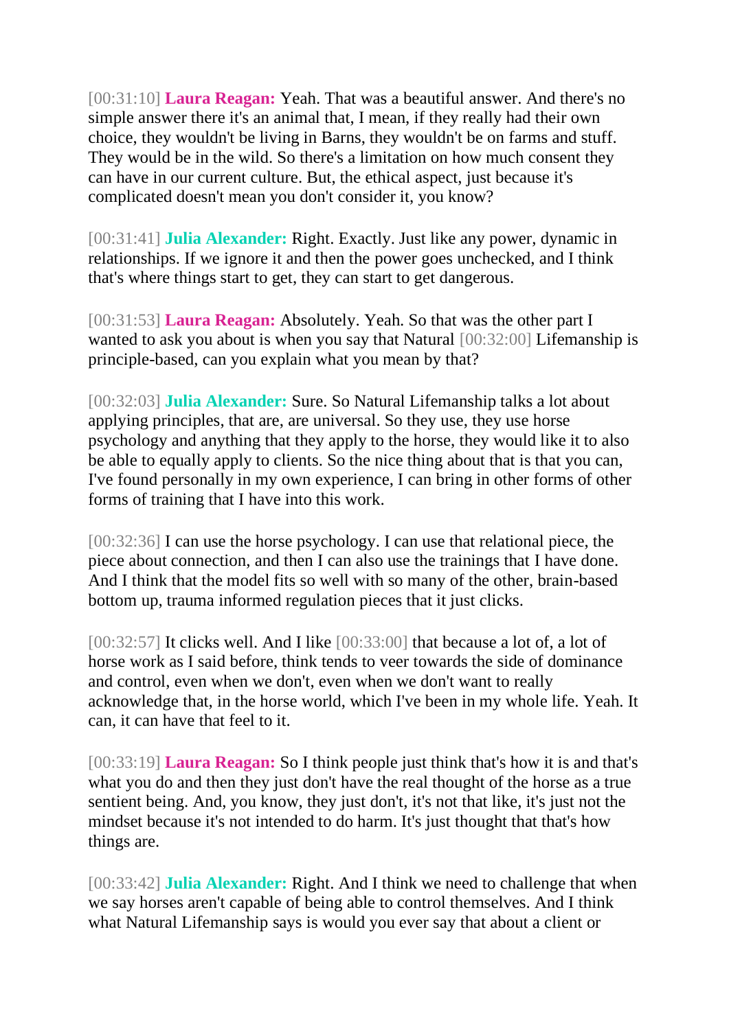[00:31:10] **Laura Reagan:** Yeah. That was a beautiful answer. And there's no simple answer there it's an animal that, I mean, if they really had their own choice, they wouldn't be living in Barns, they wouldn't be on farms and stuff. They would be in the wild. So there's a limitation on how much consent they can have in our current culture. But, the ethical aspect, just because it's complicated doesn't mean you don't consider it, you know?

[00:31:41] **Julia Alexander:** Right. Exactly. Just like any power, dynamic in relationships. If we ignore it and then the power goes unchecked, and I think that's where things start to get, they can start to get dangerous.

[00:31:53] **Laura Reagan:** Absolutely. Yeah. So that was the other part I wanted to ask you about is when you say that Natural [00:32:00] Lifemanship is principle-based, can you explain what you mean by that?

[00:32:03] **Julia Alexander:** Sure. So Natural Lifemanship talks a lot about applying principles, that are, are universal. So they use, they use horse psychology and anything that they apply to the horse, they would like it to also be able to equally apply to clients. So the nice thing about that is that you can, I've found personally in my own experience, I can bring in other forms of other forms of training that I have into this work.

[00:32:36] I can use the horse psychology. I can use that relational piece, the piece about connection, and then I can also use the trainings that I have done. And I think that the model fits so well with so many of the other, brain-based bottom up, trauma informed regulation pieces that it just clicks.

[00:32:57] It clicks well. And I like [00:33:00] that because a lot of, a lot of horse work as I said before, think tends to veer towards the side of dominance and control, even when we don't, even when we don't want to really acknowledge that, in the horse world, which I've been in my whole life. Yeah. It can, it can have that feel to it.

[00:33:19] **Laura Reagan:** So I think people just think that's how it is and that's what you do and then they just don't have the real thought of the horse as a true sentient being. And, you know, they just don't, it's not that like, it's just not the mindset because it's not intended to do harm. It's just thought that that's how things are.

[00:33:42] **Julia Alexander:** Right. And I think we need to challenge that when we say horses aren't capable of being able to control themselves. And I think what Natural Lifemanship says is would you ever say that about a client or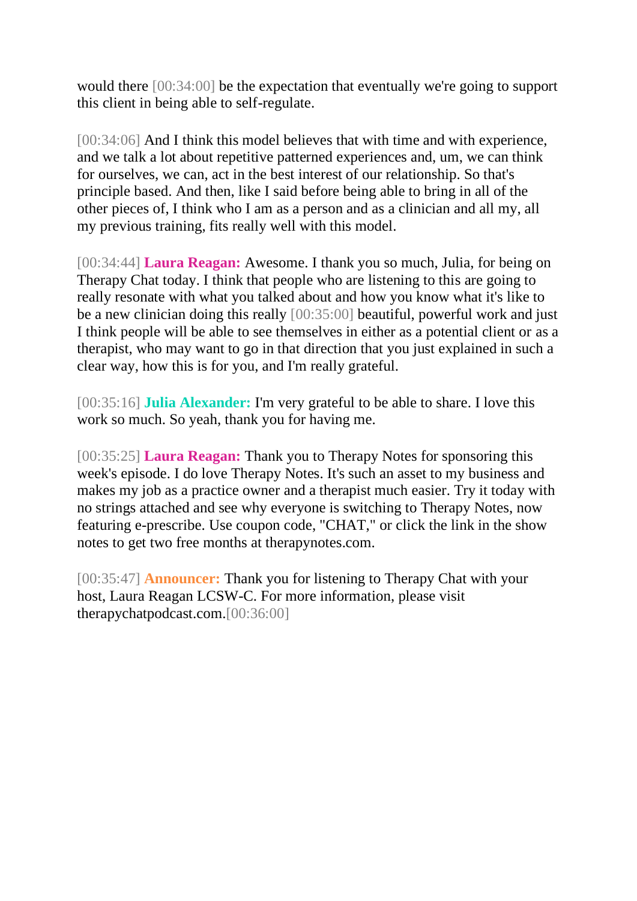would there [00:34:00] be the expectation that eventually we're going to support this client in being able to self-regulate.

[00:34:06] And I think this model believes that with time and with experience, and we talk a lot about repetitive patterned experiences and, um, we can think for ourselves, we can, act in the best interest of our relationship. So that's principle based. And then, like I said before being able to bring in all of the other pieces of, I think who I am as a person and as a clinician and all my, all my previous training, fits really well with this model.

[00:34:44] **Laura Reagan:** Awesome. I thank you so much, Julia, for being on Therapy Chat today. I think that people who are listening to this are going to really resonate with what you talked about and how you know what it's like to be a new clinician doing this really [00:35:00] beautiful, powerful work and just I think people will be able to see themselves in either as a potential client or as a therapist, who may want to go in that direction that you just explained in such a clear way, how this is for you, and I'm really grateful.

[00:35:16] **Julia Alexander:** I'm very grateful to be able to share. I love this work so much. So yeah, thank you for having me.

[00:35:25] **Laura Reagan:** Thank you to Therapy Notes for sponsoring this week's episode. I do love Therapy Notes. It's such an asset to my business and makes my job as a practice owner and a therapist much easier. Try it today with no strings attached and see why everyone is switching to Therapy Notes, now featuring e-prescribe. Use coupon code, "CHAT," or click the link in the show notes to get two free months at therapynotes.com.

[00:35:47] **Announcer:** Thank you for listening to Therapy Chat with your host, Laura Reagan LCSW-C. For more information, please visit therapychatpodcast.com.[00:36:00]